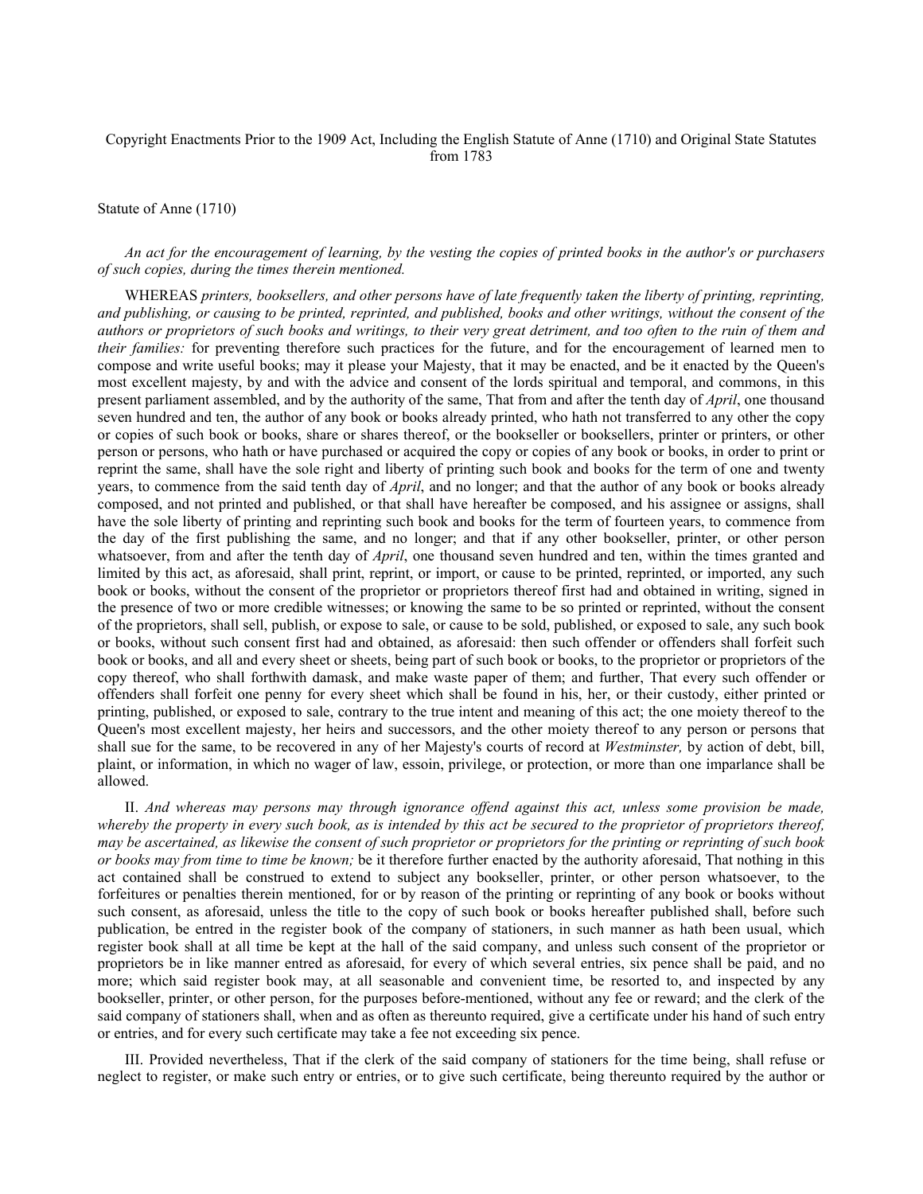Copyright Enactments Prior to the 1909 Act, Including the English Statute of Anne (1710) and Original State Statutes from 1783

Statute of Anne (1710)

*An act for the encouragement of learning, by the vesting the copies of printed books in the author's or purchasers of such copies, during the times therein mentioned.*

WHEREAS *printers, booksellers, and other persons have of late frequently taken the liberty of printing, reprinting, and publishing, or causing to be printed, reprinted, and published, books and other writings, without the consent of the authors or proprietors of such books and writings, to their very great detriment, and too often to the ruin of them and their families:* for preventing therefore such practices for the future, and for the encouragement of learned men to compose and write useful books; may it please your Majesty, that it may be enacted, and be it enacted by the Queen's most excellent majesty, by and with the advice and consent of the lords spiritual and temporal, and commons, in this present parliament assembled, and by the authority of the same, That from and after the tenth day of *April*, one thousand seven hundred and ten, the author of any book or books already printed, who hath not transferred to any other the copy or copies of such book or books, share or shares thereof, or the bookseller or booksellers, printer or printers, or other person or persons, who hath or have purchased or acquired the copy or copies of any book or books, in order to print or reprint the same, shall have the sole right and liberty of printing such book and books for the term of one and twenty years, to commence from the said tenth day of *April*, and no longer; and that the author of any book or books already composed, and not printed and published, or that shall have hereafter be composed, and his assignee or assigns, shall have the sole liberty of printing and reprinting such book and books for the term of fourteen years, to commence from the day of the first publishing the same, and no longer; and that if any other bookseller, printer, or other person whatsoever, from and after the tenth day of *April*, one thousand seven hundred and ten, within the times granted and limited by this act, as aforesaid, shall print, reprint, or import, or cause to be printed, reprinted, or imported, any such book or books, without the consent of the proprietor or proprietors thereof first had and obtained in writing, signed in the presence of two or more credible witnesses; or knowing the same to be so printed or reprinted, without the consent of the proprietors, shall sell, publish, or expose to sale, or cause to be sold, published, or exposed to sale, any such book or books, without such consent first had and obtained, as aforesaid: then such offender or offenders shall forfeit such book or books, and all and every sheet or sheets, being part of such book or books, to the proprietor or proprietors of the copy thereof, who shall forthwith damask, and make waste paper of them; and further, That every such offender or offenders shall forfeit one penny for every sheet which shall be found in his, her, or their custody, either printed or printing, published, or exposed to sale, contrary to the true intent and meaning of this act; the one moiety thereof to the Queen's most excellent majesty, her heirs and successors, and the other moiety thereof to any person or persons that shall sue for the same, to be recovered in any of her Majesty's courts of record at *Westminster,* by action of debt, bill, plaint, or information, in which no wager of law, essoin, privilege, or protection, or more than one imparlance shall be allowed.

II. *And whereas may persons may through ignorance offend against this act, unless some provision be made, whereby the property in every such book, as is intended by this act be secured to the proprietor of proprietors thereof, may be ascertained, as likewise the consent of such proprietor or proprietors for the printing or reprinting of such book or books may from time to time be known;* be it therefore further enacted by the authority aforesaid, That nothing in this act contained shall be construed to extend to subject any bookseller, printer, or other person whatsoever, to the forfeitures or penalties therein mentioned, for or by reason of the printing or reprinting of any book or books without such consent, as aforesaid, unless the title to the copy of such book or books hereafter published shall, before such publication, be entred in the register book of the company of stationers, in such manner as hath been usual, which register book shall at all time be kept at the hall of the said company, and unless such consent of the proprietor or proprietors be in like manner entred as aforesaid, for every of which several entries, six pence shall be paid, and no more; which said register book may, at all seasonable and convenient time, be resorted to, and inspected by any bookseller, printer, or other person, for the purposes before-mentioned, without any fee or reward; and the clerk of the said company of stationers shall, when and as often as thereunto required, give a certificate under his hand of such entry or entries, and for every such certificate may take a fee not exceeding six pence.

III. Provided nevertheless, That if the clerk of the said company of stationers for the time being, shall refuse or neglect to register, or make such entry or entries, or to give such certificate, being thereunto required by the author or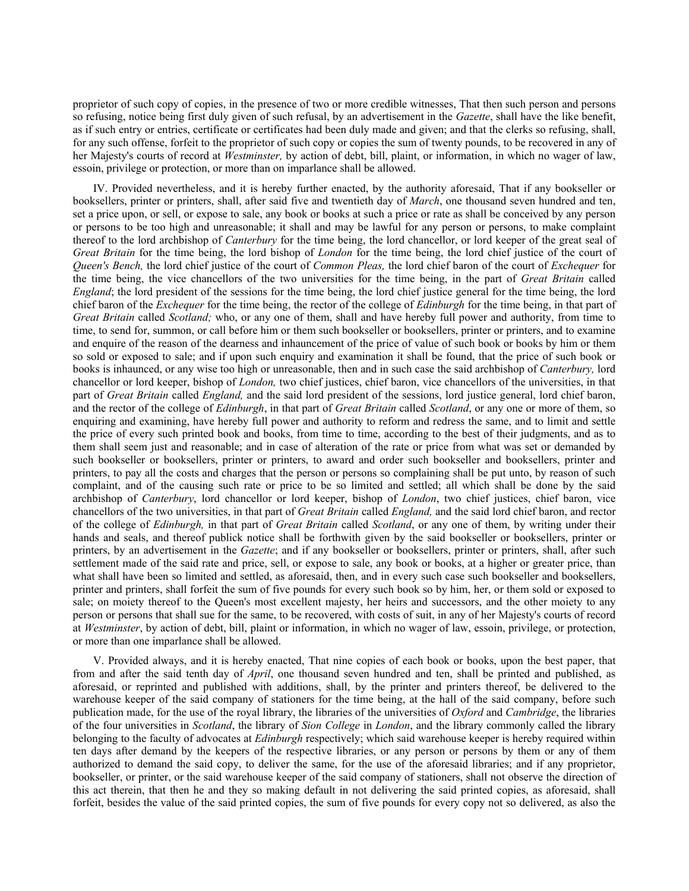proprietor of such copy of copies, in the presence of two or more credible witnesses, That then such person and persons so refusing, notice being first duly given of such refusal, by an advertisement in the *Gazette*, shall have the like benefit, as if such entry or entries, certificate or certificates had been duly made and given; and that the clerks so refusing, shall, for any such offense, forfeit to the proprietor of such copy or copies the sum of twenty pounds, to be recovered in any of her Majesty's courts of record at *Westminster,* by action of debt, bill, plaint, or information, in which no wager of law, essoin, privilege or protection, or more than on imparlance shall be allowed.

IV. Provided nevertheless, and it is hereby further enacted, by the authority aforesaid, That if any bookseller or booksellers, printer or printers, shall, after said five and twentieth day of *March*, one thousand seven hundred and ten, set a price upon, or sell, or expose to sale, any book or books at such a price or rate as shall be conceived by any person or persons to be too high and unreasonable; it shall and may be lawful for any person or persons, to make complaint thereof to the lord archbishop of *Canterbury* for the time being, the lord chancellor, or lord keeper of the great seal of *Great Britain* for the time being, the lord bishop of *London* for the time being, the lord chief justice of the court of *Queen's Bench,* the lord chief justice of the court of *Common Pleas,* the lord chief baron of the court of *Exchequer* for the time being, the vice chancellors of the two universities for the time being, in the part of *Great Britain* called *England*; the lord president of the sessions for the time being, the lord chief justice general for the time being, the lord chief baron of the *Exchequer* for the time being, the rector of the college of *Edinburgh* for the time being, in that part of *Great Britain* called *Scotland;* who, or any one of them, shall and have hereby full power and authority, from time to time, to send for, summon, or call before him or them such bookseller or booksellers, printer or printers, and to examine and enquire of the reason of the dearness and inhauncement of the price of value of such book or books by him or them so sold or exposed to sale; and if upon such enquiry and examination it shall be found, that the price of such book or books is inhaunced, or any wise too high or unreasonable, then and in such case the said archbishop of *Canterbury,* lord chancellor or lord keeper, bishop of *London,* two chief justices, chief baron, vice chancellors of the universities, in that part of *Great Britain* called *England,* and the said lord president of the sessions, lord justice general, lord chief baron, and the rector of the college of *Edinburgh*, in that part of *Great Britain* called *Scotland*, or any one or more of them, so enquiring and examining, have hereby full power and authority to reform and redress the same, and to limit and settle the price of every such printed book and books, from time to time, according to the best of their judgments, and as to them shall seem just and reasonable; and in case of alteration of the rate or price from what was set or demanded by such bookseller or booksellers, printer or printers, to award and order such bookseller and booksellers, printer and printers, to pay all the costs and charges that the person or persons so complaining shall be put unto, by reason of such complaint, and of the causing such rate or price to be so limited and settled; all which shall be done by the said archbishop of *Canterbury*, lord chancellor or lord keeper, bishop of *London*, two chief justices, chief baron, vice chancellors of the two universities, in that part of *Great Britain* called *England,* and the said lord chief baron, and rector of the college of *Edinburgh,* in that part of *Great Britain* called *Scotland*, or any one of them, by writing under their hands and seals, and thereof publick notice shall be forthwith given by the said bookseller or booksellers, printer or printers, by an advertisement in the *Gazette*; and if any bookseller or booksellers, printer or printers, shall, after such settlement made of the said rate and price, sell, or expose to sale, any book or books, at a higher or greater price, than what shall have been so limited and settled, as aforesaid, then, and in every such case such bookseller and booksellers, printer and printers, shall forfeit the sum of five pounds for every such book so by him, her, or them sold or exposed to sale; on moiety thereof to the Queen's most excellent majesty, her heirs and successors, and the other moiety to any person or persons that shall sue for the same, to be recovered, with costs of suit, in any of her Majesty's courts of record at *Westminster*, by action of debt, bill, plaint or information, in which no wager of law, essoin, privilege, or protection, or more than one imparlance shall be allowed.

V. Provided always, and it is hereby enacted, That nine copies of each book or books, upon the best paper, that from and after the said tenth day of *April*, one thousand seven hundred and ten, shall be printed and published, as aforesaid, or reprinted and published with additions, shall, by the printer and printers thereof, be delivered to the warehouse keeper of the said company of stationers for the time being, at the hall of the said company, before such publication made, for the use of the royal library, the libraries of the universities of *Oxford* and *Cambridge*, the libraries of the four universities in *Scotland*, the library of *Sion College* in *London*, and the library commonly called the library belonging to the faculty of advocates at *Edinburgh* respectively; which said warehouse keeper is hereby required within ten days after demand by the keepers of the respective libraries, or any person or persons by them or any of them authorized to demand the said copy, to deliver the same, for the use of the aforesaid libraries; and if any proprietor, bookseller, or printer, or the said warehouse keeper of the said company of stationers, shall not observe the direction of this act therein, that then he and they so making default in not delivering the said printed copies, as aforesaid, shall forfeit, besides the value of the said printed copies, the sum of five pounds for every copy not so delivered, as also the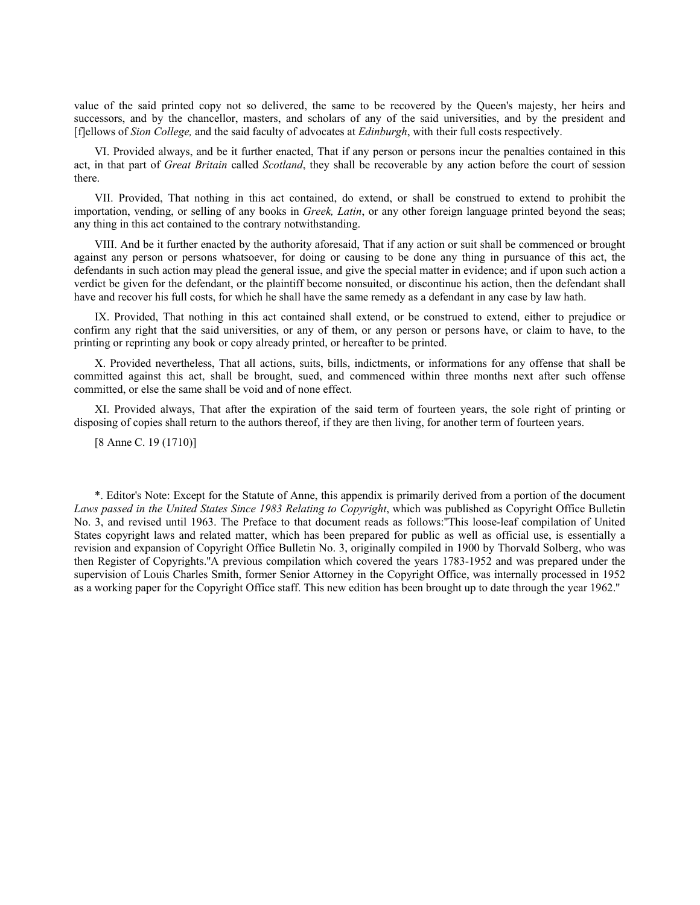value of the said printed copy not so delivered, the same to be recovered by the Queen's majesty, her heirs and successors, and by the chancellor, masters, and scholars of any of the said universities, and by the president and [f]ellows of *Sion College,* and the said faculty of advocates at *Edinburgh*, with their full costs respectively.

VI. Provided always, and be it further enacted, That if any person or persons incur the penalties contained in this act, in that part of *Great Britain* called *Scotland*, they shall be recoverable by any action before the court of session there.

VII. Provided, That nothing in this act contained, do extend, or shall be construed to extend to prohibit the importation, vending, or selling of any books in *Greek, Latin*, or any other foreign language printed beyond the seas; any thing in this act contained to the contrary notwithstanding.

VIII. And be it further enacted by the authority aforesaid, That if any action or suit shall be commenced or brought against any person or persons whatsoever, for doing or causing to be done any thing in pursuance of this act, the defendants in such action may plead the general issue, and give the special matter in evidence; and if upon such action a verdict be given for the defendant, or the plaintiff become nonsuited, or discontinue his action, then the defendant shall have and recover his full costs, for which he shall have the same remedy as a defendant in any case by law hath.

IX. Provided, That nothing in this act contained shall extend, or be construed to extend, either to prejudice or confirm any right that the said universities, or any of them, or any person or persons have, or claim to have, to the printing or reprinting any book or copy already printed, or hereafter to be printed.

X. Provided nevertheless, That all actions, suits, bills, indictments, or informations for any offense that shall be committed against this act, shall be brought, sued, and commenced within three months next after such offense committed, or else the same shall be void and of none effect.

XI. Provided always, That after the expiration of the said term of fourteen years, the sole right of printing or disposing of copies shall return to the authors thereof, if they are then living, for another term of fourteen years.

[8 Anne C. 19 (1710)]

*. Editor's Note: Except for the Statute of Anne, this appendix is primarily derived from a portion of the document *Laws passed in the United States Since 1983 Relating to Copyright*, which was published as Copyright Office Bulletin No. 3, and revised until 1963. The Preface to that document reads as follows:"This loose-leaf compilation of United States copyright laws and related matter, which has been prepared for public as well as official use, is essentially a revision and expansion of Copyright Office Bulletin No. 3, originally compiled in 1900 by Thorvald Solberg, who was then Register of Copyrights."A previous compilation which covered the years 1783-1952 and was prepared under the supervision of Louis Charles Smith, former Senior Attorney in the Copyright Office, was internally processed in 1952 as a working paper for the Copyright Office staff. This new edition has been brought up to date through the year 1962."